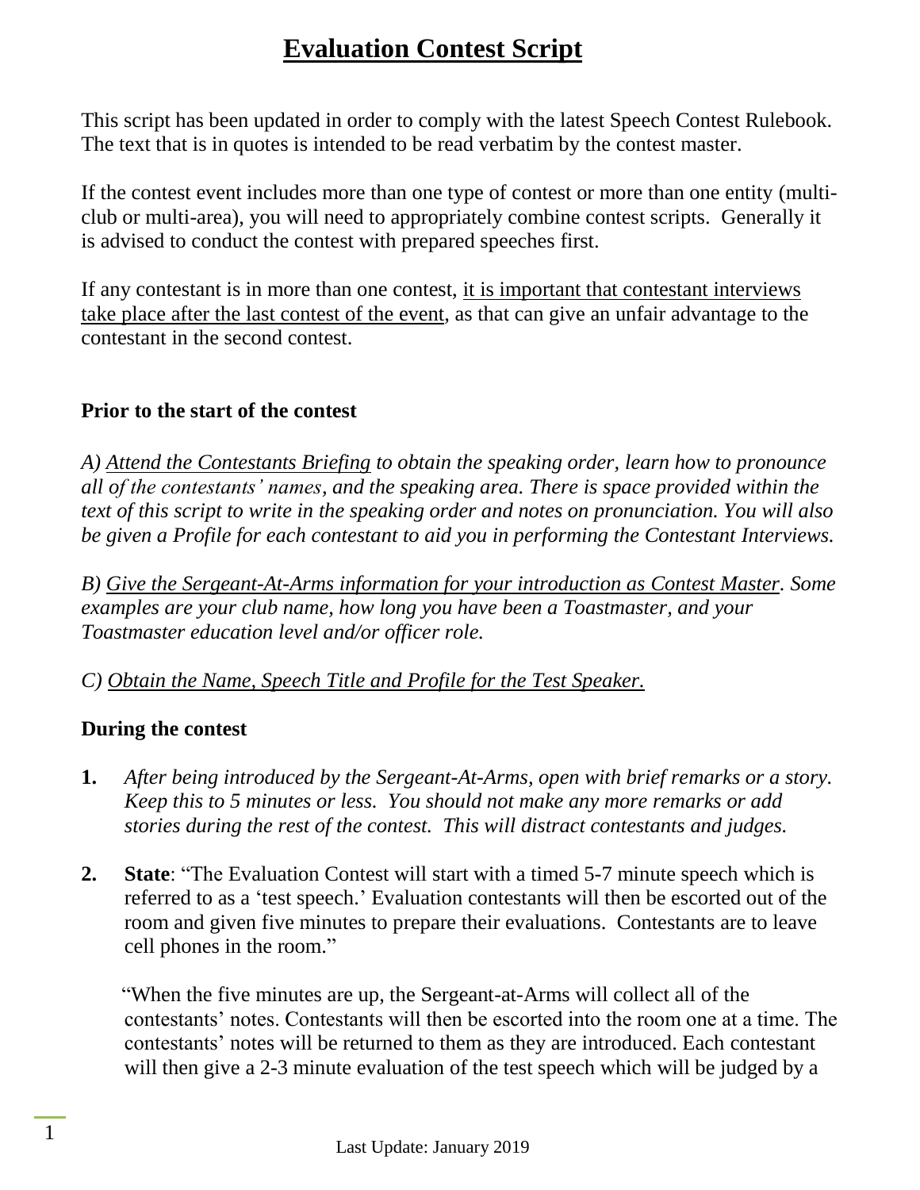# Evaluation Contest Script

This script has been updated in order to comply with the latest Speech Contest Rulebook. The text that is in quotes is intended to be read verbatim by the contest master.

If the contest event includes more than one type of contest or more than one entity (multi-club or multi-area), you will need to appropriately combine contest scripts. Generally it is advised to conduct the contest with prepared speeches first.

If any contestant is in more than one contest, it is important that contestant interviews take place after the last contest of the event, as that can give an unfair advantage to the contestant in the second contest.

**Prior to the start of the contest**

*A) Attend the Contestants Briefing to obtain the speaking order, learn how to pronounce all of the contestants' names, and the speaking area. There is space provided within the text of this script to write in the speaking order and notes on pronunciation. You will also be given a Profile for each contestant to aid you in performing the Contestant Interviews.*

*B) Give the Sergeant-At-Arms information for your introduction as Contest Master. Some examples are your club name, how long you have been a Toastmaster, and your Toastmaster education level and/or officer role.*

*C) Obtain the Name, Speech Title and Profile for the Test Speaker.*

**During the contest**

1. *After being introduced by the Sergeant-At-Arms, open with brief remarks or a story. Keep this to 5 minutes or less. You should not make any more remarks or add stories during the rest of the contest. This will distract contestants and judges.*

2. **State**: "The Evaluation Contest will start with a timed 5-7 minute speech which is referred to as a 'test speech.' Evaluation contestants will then be escorted out of the room and given five minutes to prepare their evaluations. Contestants are to leave cell phones in the room."

   "When the five minutes are up, the Sergeant-at-Arms will collect all of the contestants' notes. Contestants will then be escorted into the room one at a time. The contestants' notes will be returned to them as they are introduced. Each contestant will then give a 2-3 minute evaluation of the test speech which will be judged by a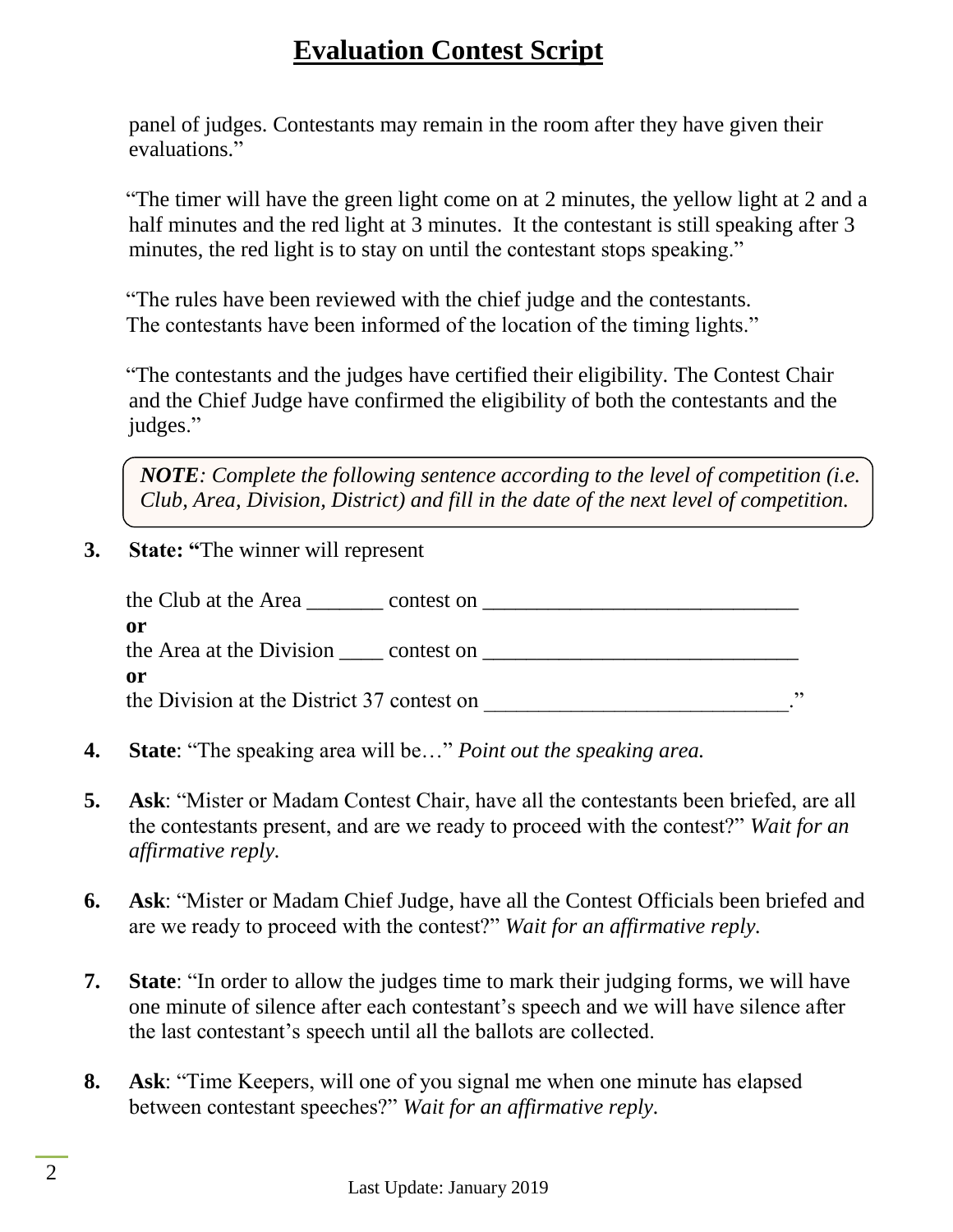# Evaluation Contest Script

panel of judges. Contestants may remain in the room after they have given their evaluations."

"The timer will have the green light come on at 2 minutes, the yellow light at 2 and a half minutes and the red light at 3 minutes.  It the contestant is still speaking after 3 minutes, the red light is to stay on until the contestant stops speaking."

"The rules have been reviewed with the chief judge and the contestants. The contestants have been informed of the location of the timing lights."

"The contestants and the judges have certified their eligibility. The Contest Chair and the Chief Judge have confirmed the eligibility of both the contestants and the judges."

> ***NOTE****: Complete the following sentence according to the level of competition (i.e. Club, Area, Division, District) and fill in the date of the next level of competition.*

3. **State: "**The winner will represent

   the Club at the Area _______ contest on ______________________________
   **or**
   the Area at the Division ____ contest on ______________________________
   **or**
   the Division at the District 37 contest on ____________________________."

4. **State**: "The speaking area will be…" *Point out the speaking area.*

5. **Ask**: "Mister or Madam Contest Chair, have all the contestants been briefed, are all the contestants present, and are we ready to proceed with the contest?" *Wait for an affirmative reply.*

6. **Ask**: "Mister or Madam Chief Judge, have all the Contest Officials been briefed and are we ready to proceed with the contest?" *Wait for an affirmative reply.*

7. **State**: "In order to allow the judges time to mark their judging forms, we will have one minute of silence after each contestant's speech and we will have silence after the last contestant's speech until all the ballots are collected.

8. **Ask**: "Time Keepers, will one of you signal me when one minute has elapsed between contestant speeches?" *Wait for an affirmative reply.*

Last Update: January 2019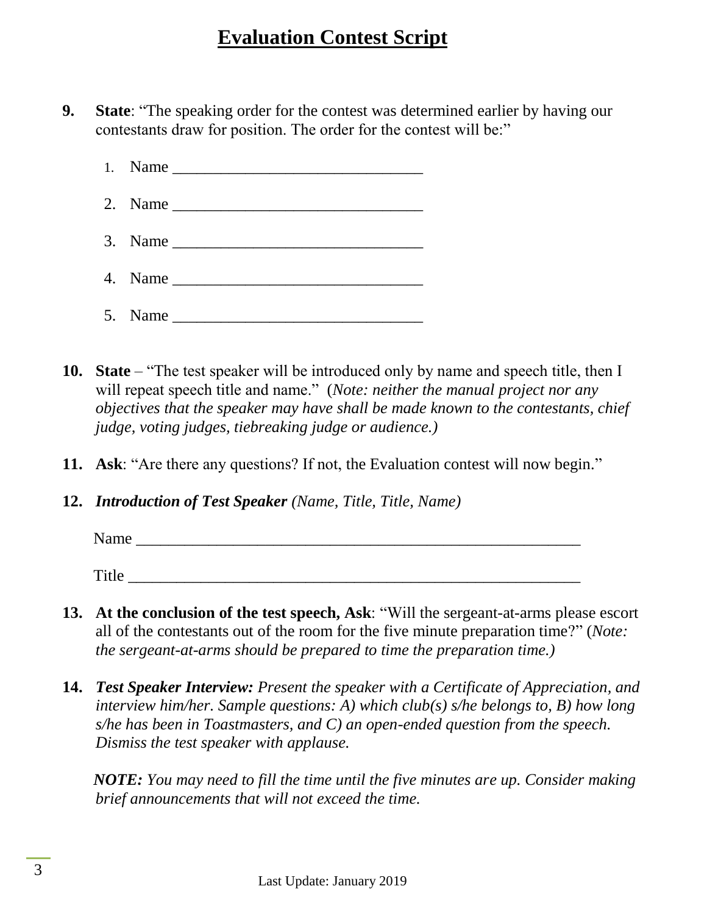# Evaluation Contest Script

**9.** **State**: "The speaking order for the contest was determined earlier by having our contestants draw for position. The order for the contest will be:"

1. Name ______________________________
2. Name ______________________________
3. Name ______________________________
4. Name ______________________________
5. Name ______________________________

**10.** **State** – "The test speaker will be introduced only by name and speech title, then I will repeat speech title and name." (*Note: neither the manual project nor any objectives that the speaker may have shall be made known to the contestants, chief judge, voting judges, tiebreaking judge or audience.)*

**11.** **Ask**: "Are there any questions? If not, the Evaluation contest will now begin."

**12.** ***Introduction of Test Speaker*** *(Name, Title, Title, Name)*

Name ______________________________________________________

Title ______________________________________________________

**13.** **At the conclusion of the test speech, Ask**: "Will the sergeant-at-arms please escort all of the contestants out of the room for the five minute preparation time?" (*Note: the sergeant-at-arms should be prepared to time the preparation time.)*

**14.** ***Test Speaker Interview:*** *Present the speaker with a Certificate of Appreciation, and interview him/her. Sample questions: A) which club(s) s/he belongs to, B) how long s/he has been in Toastmasters, and C) an open-ended question from the speech. Dismiss the test speaker with applause.*

***NOTE:*** *You may need to fill the time until the five minutes are up. Consider making brief announcements that will not exceed the time.*

Last Update: January 2019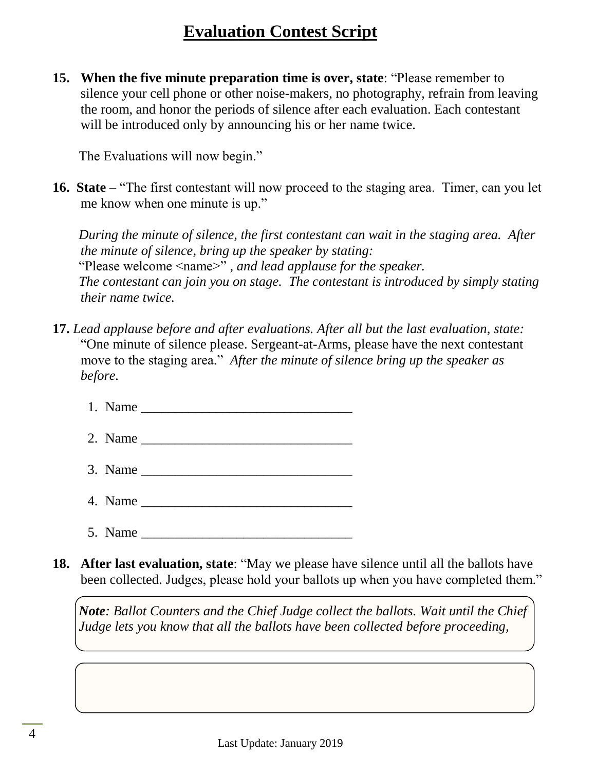# Evaluation Contest Script

**15. When the five minute preparation time is over, state**: "Please remember to silence your cell phone or other noise-makers, no photography, refrain from leaving the room, and honor the periods of silence after each evaluation. Each contestant will be introduced only by announcing his or her name twice.

The Evaluations will now begin."

**16. State** – "The first contestant will now proceed to the staging area. Timer, can you let me know when one minute is up."

*During the minute of silence, the first contestant can wait in the staging area. After the minute of silence, bring up the speaker by stating:*
"Please welcome <name>" *, and lead applause for the speaker.*
*The contestant can join you on stage. The contestant is introduced by simply stating their name twice.*

**17.** *Lead applause before and after evaluations. After all but the last evaluation, state:* "One minute of silence please. Sergeant-at-Arms, please have the next contestant move to the staging area." *After the minute of silence bring up the speaker as before.*

1. Name ______________________________
2. Name ______________________________
3. Name ______________________________
4. Name ______________________________
5. Name ______________________________

**18. After last evaluation, state**: "May we please have silence until all the ballots have been collected. Judges, please hold your ballots up when you have completed them."

***Note****: Ballot Counters and the Chief Judge collect the ballots. Wait until the Chief Judge lets you know that all the ballots have been collected before proceeding,*

Last Update: January 2019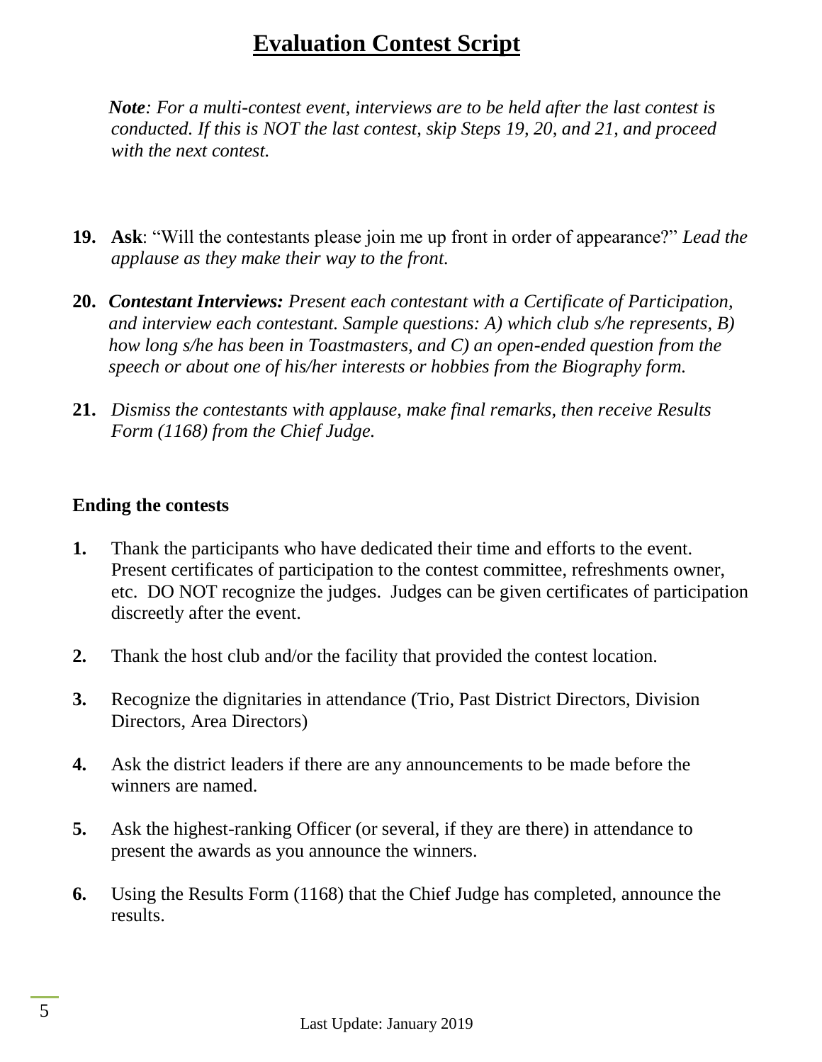# Evaluation Contest Script

***Note**: For a multi-contest event, interviews are to be held after the last contest is conducted. If this is NOT the last contest, skip Steps 19, 20, and 21, and proceed with the next contest.*

**19.** **Ask**: "Will the contestants please join me up front in order of appearance?" *Lead the applause as they make their way to the front.*

**20.** ***Contestant Interviews:*** *Present each contestant with a Certificate of Participation, and interview each contestant. Sample questions: A) which club s/he represents, B) how long s/he has been in Toastmasters, and C) an open-ended question from the speech or about one of his/her interests or hobbies from the Biography form.*

**21.** *Dismiss the contestants with applause, make final remarks, then receive Results Form (1168) from the Chief Judge.*

**Ending the contests**

1. Thank the participants who have dedicated their time and efforts to the event. Present certificates of participation to the contest committee, refreshments owner, etc. DO NOT recognize the judges. Judges can be given certificates of participation discreetly after the event.
2. Thank the host club and/or the facility that provided the contest location.
3. Recognize the dignitaries in attendance (Trio, Past District Directors, Division Directors, Area Directors)
4. Ask the district leaders if there are any announcements to be made before the winners are named.
5. Ask the highest-ranking Officer (or several, if they are there) in attendance to present the awards as you announce the winners.
6. Using the Results Form (1168) that the Chief Judge has completed, announce the results.

Last Update: January 2019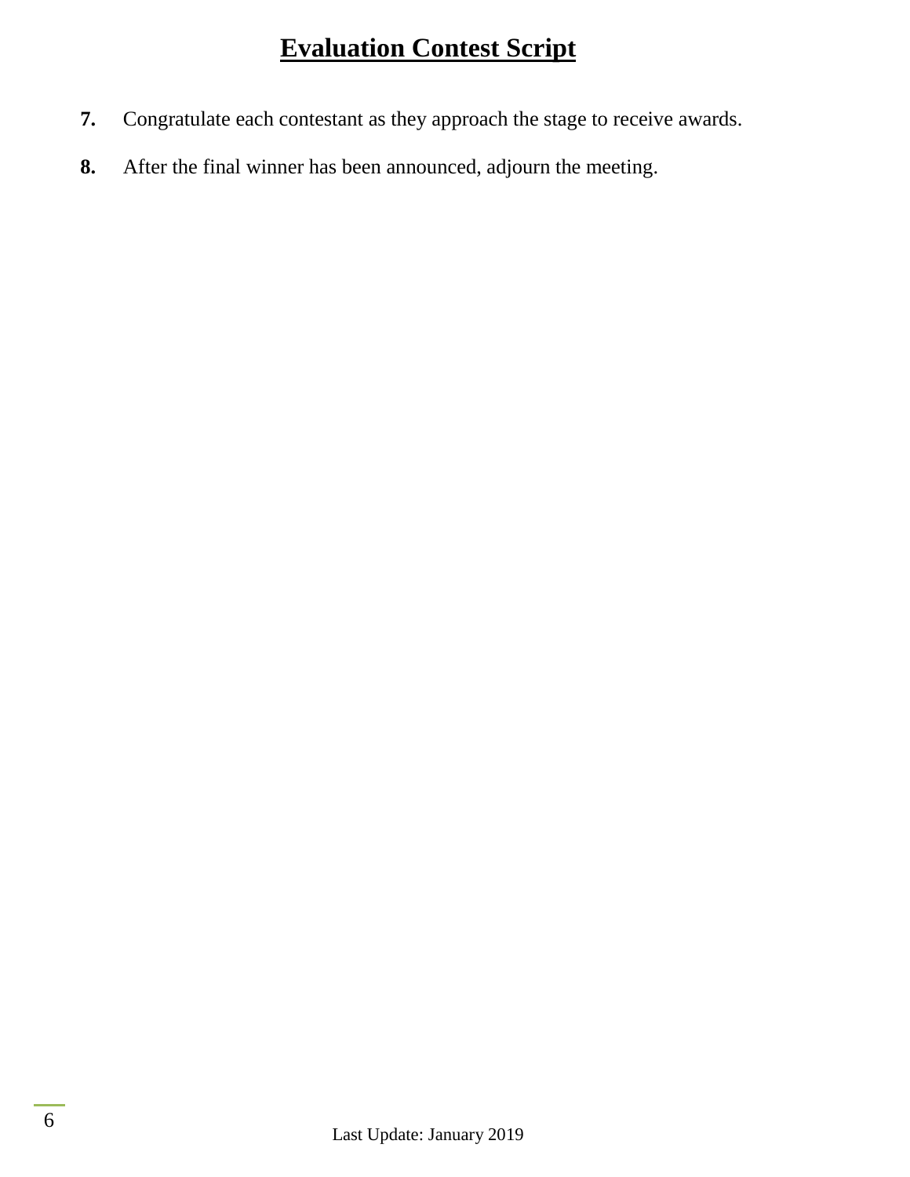# Evaluation Contest Script

7. Congratulate each contestant as they approach the stage to receive awards.

8. After the final winner has been announced, adjourn the meeting.

Last Update: January 2019